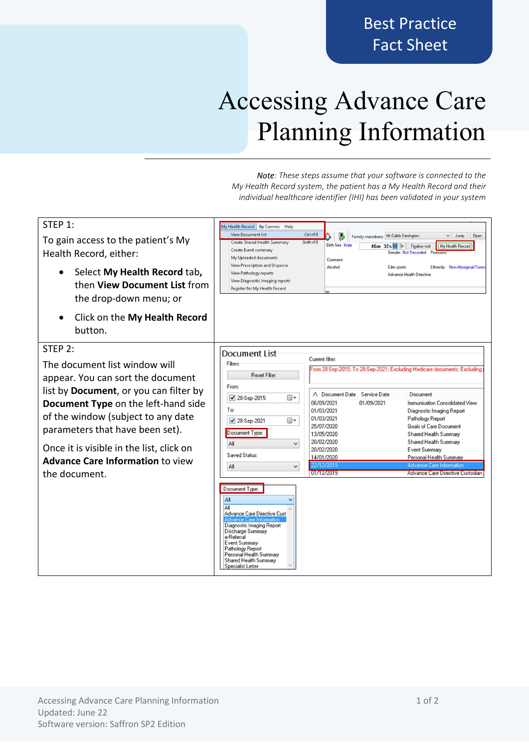Best Practice Fact Sheet

# Accessing Advance Care Planning Information

*Note: These steps assume that your software is connected to the My Health Record system, the patient has a My Health Record and their individual healthcare identifier (IHI) has been validated in your system*

| | |
|---|---|
| STEP 1:<br>To gain access to the patient's My Health Record, either:<br>• Select **My Health Record** tab, then **View Document List** from the drop-down menu; or<br>• Click on the **My Health Record** button. | |
| STEP 2:<br>The document list window will appear. You can sort the document list by **Document**, or you can filter by **Document Type** on the left-hand side of the window (subject to any date parameters that have been set).<br>Once it is visible in the list, click on **Advance Care Information** to view the document. | |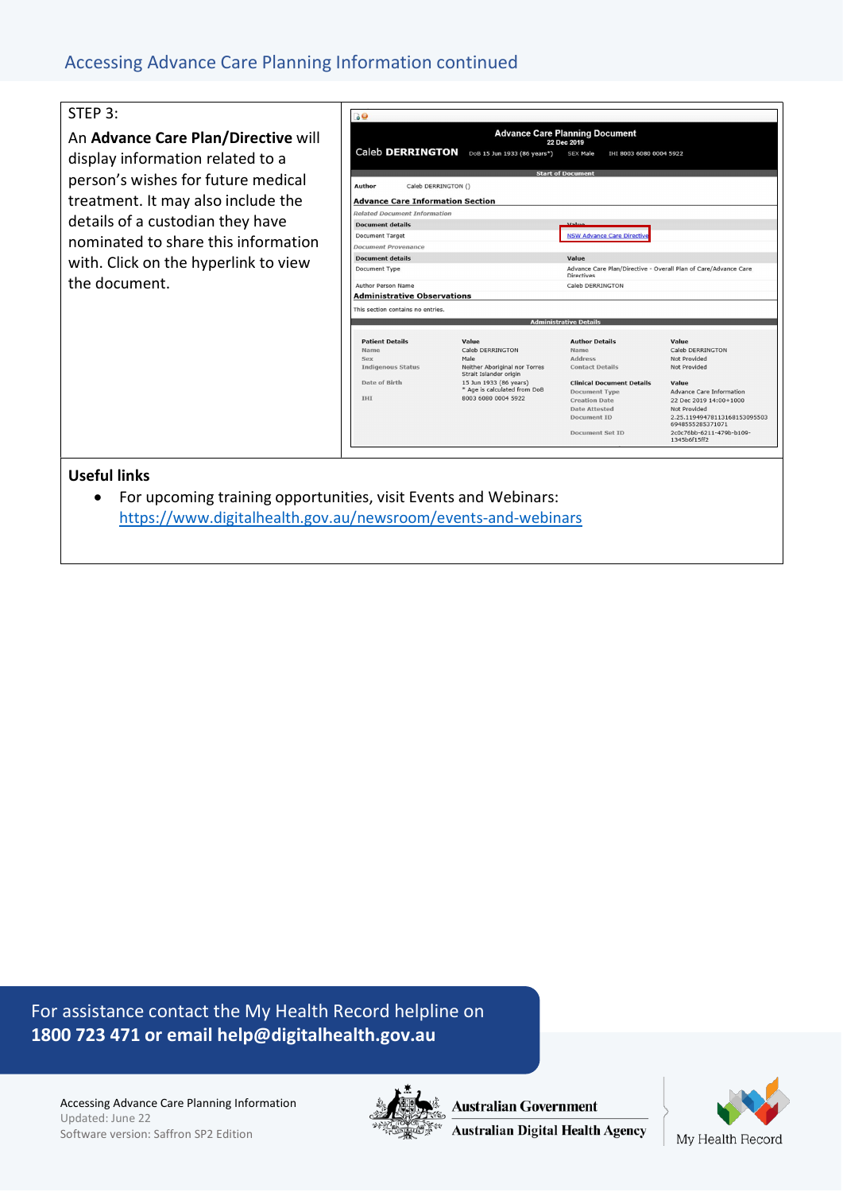## Accessing Advance Care Planning Information continued

STEP 3:

An **Advance Care Plan/Directive** will display information related to a person's wishes for future medical treatment. It may also include the details of a custodian they have nominated to share this information with. Click on the hyperlink to view the document.

**Useful links**

- For upcoming training opportunities, visit Events and Webinars: https://www.digitalhealth.gov.au/newsroom/events-and-webinars

For assistance contact the My Health Record helpline on **1800 723 471 or email help@digitalhealth.gov.au**